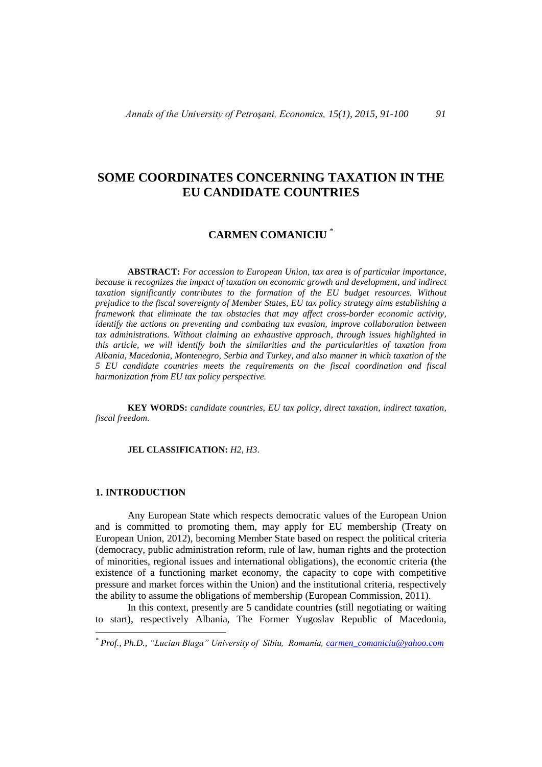# SOME COORDINATES CONCERNING TAXATION IN THE EU CANDIDATE COUNTRIES

## CARMEN COMANICIU [*]

**ABSTRACT:** *For accession to European Union, tax area is of particular importance, because it recognizes the impact of taxation on economic growth and development, and indirect taxation significantly contributes to the formation of the EU budget resources. Without prejudice to the fiscal sovereignty of Member States, EU tax policy strategy aims establishing a framework that eliminate the tax obstacles that may affect cross-border economic activity, identify the actions on preventing and combating tax evasion, improve collaboration between tax administrations. Without claiming an exhaustive approach, through issues highlighted in this article, we will identify both the similarities and the particularities of taxation from Albania, Macedonia, Montenegro, Serbia and Turkey, and also manner in which taxation of the 5 EU candidate countries meets the requirements on the fiscal coordination and fiscal harmonization from EU tax policy perspective.*

**KEY WORDS:** *candidate countries, EU tax policy, direct taxation, indirect taxation, fiscal freedom.*

**JEL CLASSIFICATION:** *H2, H3*.

## 1. INTRODUCTION

Any European State which respects democratic values of the European Union and is committed to promoting them, may apply for EU membership (Treaty on European Union, 2012), becoming Member State based on respect the political criteria (democracy, public administration reform, rule of law, human rights and the protection of minorities, regional issues and international obligations), the economic criteria **(**the existence of a functioning market economy, the capacity to cope with competitive pressure and market forces within the Union) and the institutional criteria, respectively the ability to assume the obligations of membership (European Commission, 2011).

In this context, presently are 5 candidate countries **(**still negotiating or waiting to start), respectively Albania, The Former Yugoslav Republic of Macedonia,

---

[*] *Prof., Ph.D., "Lucian Blaga" University of Sibiu, Romania, carmen_comaniciu@yahoo.com*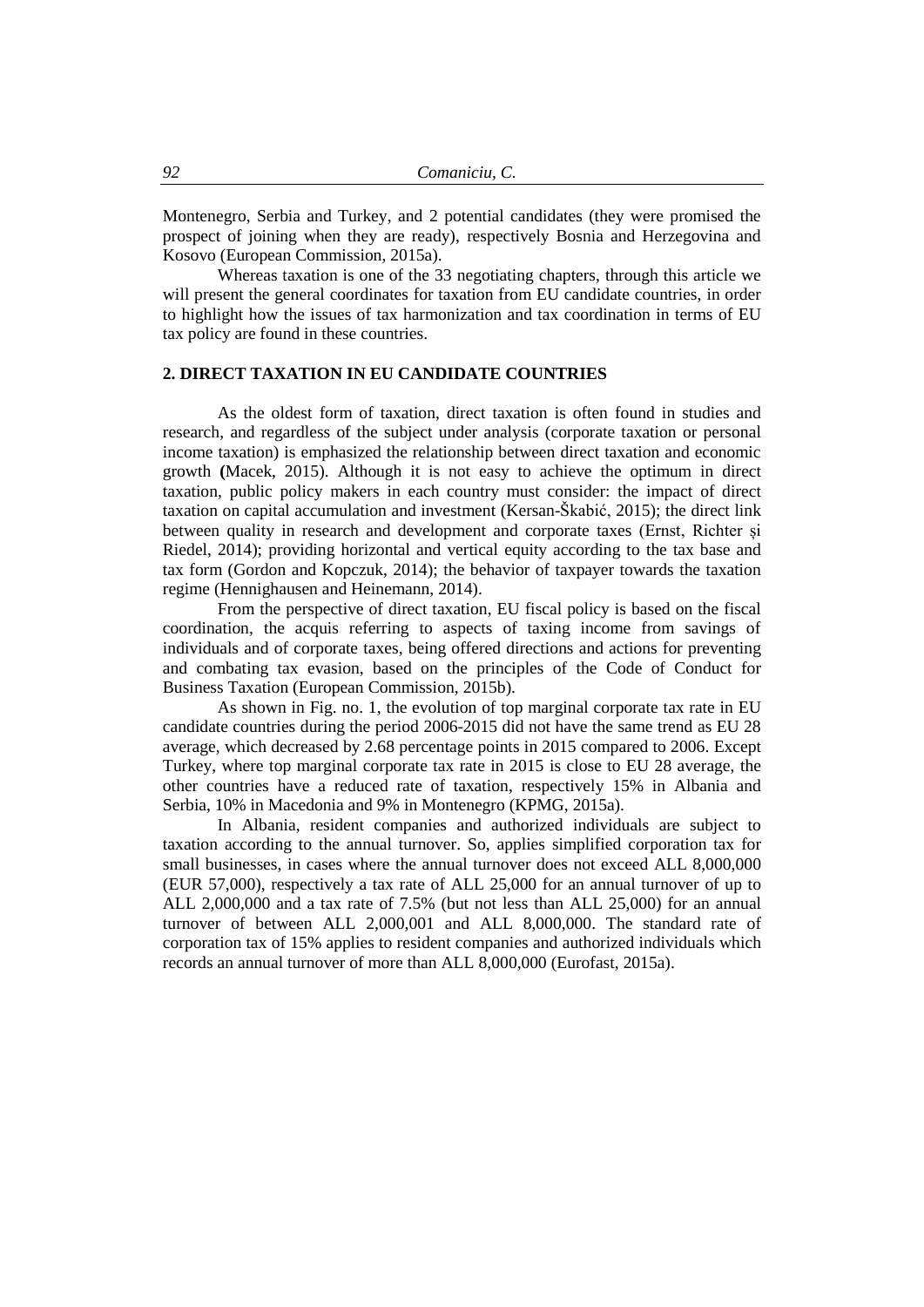Montenegro, Serbia and Turkey, and 2 potential candidates (they were promised the prospect of joining when they are ready), respectively Bosnia and Herzegovina and Kosovo (European Commission, 2015a).

Whereas taxation is one of the 33 negotiating chapters, through this article we will present the general coordinates for taxation from EU candidate countries, in order to highlight how the issues of tax harmonization and tax coordination in terms of EU tax policy are found in these countries.

## 2. DIRECT TAXATION IN EU CANDIDATE COUNTRIES

As the oldest form of taxation, direct taxation is often found in studies and research, and regardless of the subject under analysis (corporate taxation or personal income taxation) is emphasized the relationship between direct taxation and economic growth **(**Macek, 2015). Although it is not easy to achieve the optimum in direct taxation, public policy makers in each country must consider: the impact of direct taxation on capital accumulation and investment (Kersan-Škabić, 2015); the direct link between quality in research and development and corporate taxes (Ernst, Richter și Riedel, 2014); providing horizontal and vertical equity according to the tax base and tax form (Gordon and Kopczuk, 2014); the behavior of taxpayer towards the taxation regime (Hennighausen and Heinemann, 2014).

From the perspective of direct taxation, EU fiscal policy is based on the fiscal coordination, the acquis referring to aspects of taxing income from savings of individuals and of corporate taxes, being offered directions and actions for preventing and combating tax evasion, based on the principles of the Code of Conduct for Business Taxation (European Commission, 2015b).

As shown in Fig. no. 1, the evolution of top marginal corporate tax rate in EU candidate countries during the period 2006-2015 did not have the same trend as EU 28 average, which decreased by 2.68 percentage points in 2015 compared to 2006. Except Turkey, where top marginal corporate tax rate in 2015 is close to EU 28 average, the other countries have a reduced rate of taxation, respectively 15% in Albania and Serbia, 10% in Macedonia and 9% in Montenegro (KPMG, 2015a).

In Albania, resident companies and authorized individuals are subject to taxation according to the annual turnover. So, applies simplified corporation tax for small businesses, in cases where the annual turnover does not exceed ALL 8,000,000 (EUR 57,000), respectively a tax rate of ALL 25,000 for an annual turnover of up to ALL 2,000,000 and a tax rate of 7.5% (but not less than ALL 25,000) for an annual turnover of between ALL 2,000,001 and ALL 8,000,000. The standard rate of corporation tax of 15% applies to resident companies and authorized individuals which records an annual turnover of more than ALL 8,000,000 (Eurofast, 2015a).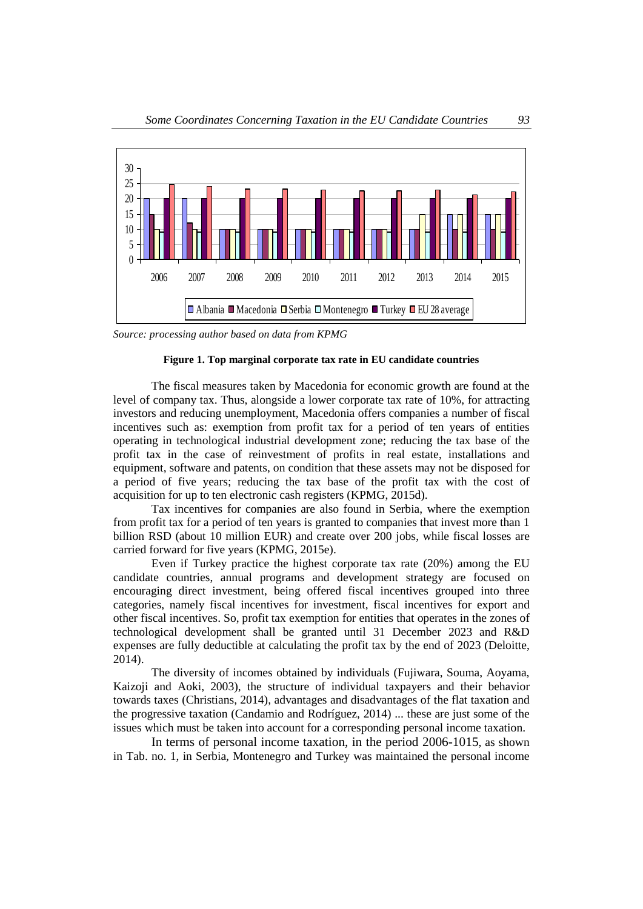Source: processing author based on data from KPMG

**Figure 1. Top marginal corporate tax rate in EU candidate countries**

The fiscal measures taken by Macedonia for economic growth are found at the level of company tax. Thus, alongside a lower corporate tax rate of 10%, for attracting investors and reducing unemployment, Macedonia offers companies a number of fiscal incentives such as: exemption from profit tax for a period of ten years of entities operating in technological industrial development zone; reducing the tax base of the profit tax in the case of reinvestment of profits in real estate, installations and equipment, software and patents, on condition that these assets may not be disposed for a period of five years; reducing the tax base of the profit tax with the cost of acquisition for up to ten electronic cash registers (KPMG, 2015d).

Tax incentives for companies are also found in Serbia, where the exemption from profit tax for a period of ten years is granted to companies that invest more than 1 billion RSD (about 10 million EUR) and create over 200 jobs, while fiscal losses are carried forward for five years (KPMG, 2015e).

Even if Turkey practice the highest corporate tax rate (20%) among the EU candidate countries, annual programs and development strategy are focused on encouraging direct investment, being offered fiscal incentives grouped into three categories, namely fiscal incentives for investment, fiscal incentives for export and other fiscal incentives. So, profit tax exemption for entities that operates in the zones of technological development shall be granted until 31 December 2023 and R&D expenses are fully deductible at calculating the profit tax by the end of 2023 (Deloitte, 2014).

The diversity of incomes obtained by individuals (Fujiwara, Souma, Aoyama, Kaizoji and Aoki, 2003), the structure of individual taxpayers and their behavior towards taxes (Christians, 2014), advantages and disadvantages of the flat taxation and the progressive taxation (Candamio and Rodríguez, 2014) ... these are just some of the issues which must be taken into account for a corresponding personal income taxation.

In terms of personal income taxation, in the period 2006-1015, as shown in Tab. no. 1, in Serbia, Montenegro and Turkey was maintained the personal income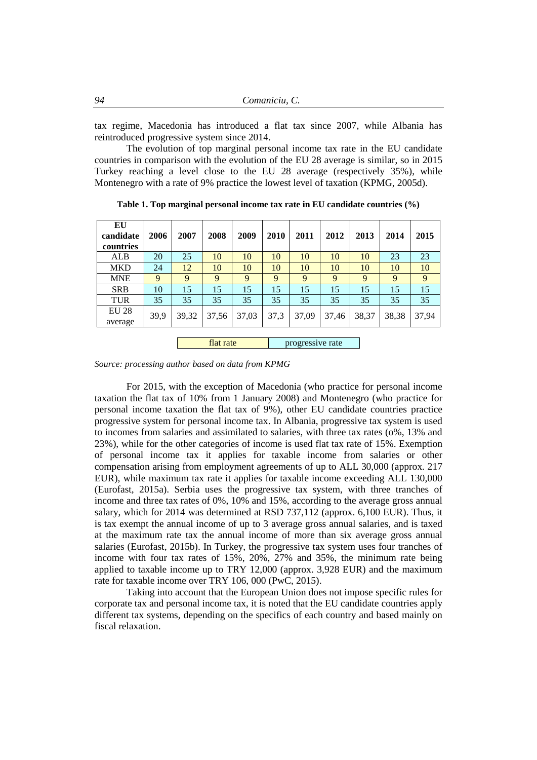tax regime, Macedonia has introduced a flat tax since 2007, while Albania has reintroduced progressive system since 2014.

The evolution of top marginal personal income tax rate in the EU candidate countries in comparison with the evolution of the EU 28 average is similar, so in 2015 Turkey reaching a level close to the EU 28 average (respectively 35%), while Montenegro with a rate of 9% practice the lowest level of taxation (KPMG, 2005d).

**Table 1. Top marginal personal income tax rate in EU candidate countries (%)**

| EU candidate countries | 2006 | 2007 | 2008 | 2009 | 2010 | 2011 | 2012 | 2013 | 2014 | 2015 |
|---|---|---|---|---|---|---|---|---|---|---|
| ALB | 20 | 25 | 10 | 10 | 10 | 10 | 10 | 10 | 23 | 23 |
| MKD | 24 | 12 | 10 | 10 | 10 | 10 | 10 | 10 | 10 | 10 |
| MNE | 9 | 9 | 9 | 9 | 9 | 9 | 9 | 9 | 9 | 9 |
| SRB | 10 | 15 | 15 | 15 | 15 | 15 | 15 | 15 | 15 | 15 |
| TUR | 35 | 35 | 35 | 35 | 35 | 35 | 35 | 35 | 35 | 35 |
| EU 28 average | 39,9 | 39,32 | 37,56 | 37,03 | 37,3 | 37,09 | 37,46 | 38,37 | 38,38 | 37,94 |

| flat rate | progressive rate |
|---|---|

*Source: processing author based on data from KPMG*

For 2015, with the exception of Macedonia (who practice for personal income taxation the flat tax of 10% from 1 January 2008) and Montenegro (who practice for personal income taxation the flat tax of 9%), other EU candidate countries practice progressive system for personal income tax. In Albania, progressive tax system is used to incomes from salaries and assimilated to salaries, with three tax rates (o%, 13% and 23%), while for the other categories of income is used flat tax rate of 15%. Exemption of personal income tax it applies for taxable income from salaries or other compensation arising from employment agreements of up to ALL 30,000 (approx. 217 EUR), while maximum tax rate it applies for taxable income exceeding ALL 130,000 (Eurofast, 2015a). Serbia uses the progressive tax system, with three tranches of income and three tax rates of 0%, 10% and 15%, according to the average gross annual salary, which for 2014 was determined at RSD 737,112 (approx. 6,100 EUR). Thus, it is tax exempt the annual income of up to 3 average gross annual salaries, and is taxed at the maximum rate tax the annual income of more than six average gross annual salaries (Eurofast, 2015b). In Turkey, the progressive tax system uses four tranches of income with four tax rates of 15%, 20%, 27% and 35%, the minimum rate being applied to taxable income up to TRY 12,000 (approx. 3,928 EUR) and the maximum rate for taxable income over TRY 106, 000 (PwC, 2015).

Taking into account that the European Union does not impose specific rules for corporate tax and personal income tax, it is noted that the EU candidate countries apply different tax systems, depending on the specifics of each country and based mainly on fiscal relaxation.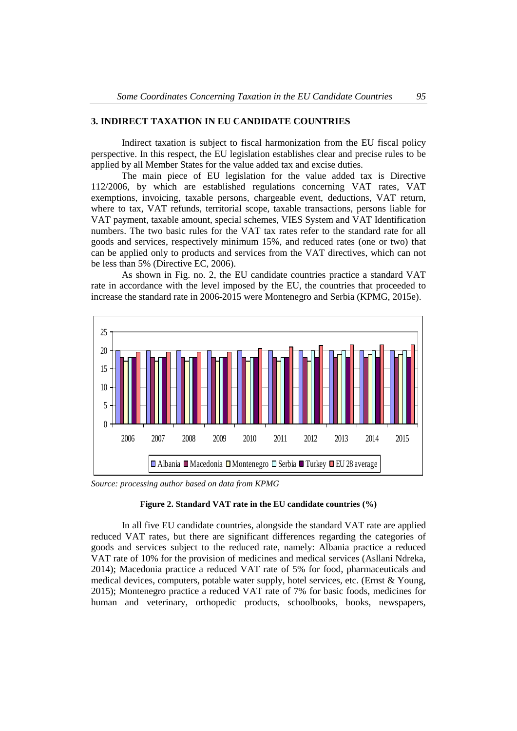## 3. INDIRECT TAXATION IN EU CANDIDATE COUNTRIES

Indirect taxation is subject to fiscal harmonization from the EU fiscal policy perspective. In this respect, the EU legislation establishes clear and precise rules to be applied by all Member States for the value added tax and excise duties.

The main piece of EU legislation for the value added tax is Directive 112/2006, by which are established regulations concerning VAT rates, VAT exemptions, invoicing, taxable persons, chargeable event, deductions, VAT return, where to tax, VAT refunds, territorial scope, taxable transactions, persons liable for VAT payment, taxable amount, special schemes, VIES System and VAT Identification numbers. The two basic rules for the VAT tax rates refer to the standard rate for all goods and services, respectively minimum 15%, and reduced rates (one or two) that can be applied only to products and services from the VAT directives, which can not be less than 5% (Directive EC, 2006).

As shown in Fig. no. 2, the EU candidate countries practice a standard VAT rate in accordance with the level imposed by the EU, the countries that proceeded to increase the standard rate in 2006-2015 were Montenegro and Serbia (KPMG, 2015e).

*Source: processing author based on data from KPMG*

**Figure 2. Standard VAT rate in the EU candidate countries (%)**

In all five EU candidate countries, alongside the standard VAT rate are applied reduced VAT rates, but there are significant differences regarding the categories of goods and services subject to the reduced rate, namely: Albania practice a reduced VAT rate of 10% for the provision of medicines and medical services (Asllani Ndreka, 2014); Macedonia practice a reduced VAT rate of 5% for food, pharmaceuticals and medical devices, computers, potable water supply, hotel services, etc. (Ernst & Young, 2015); Montenegro practice a reduced VAT rate of 7% for basic foods, medicines for human and veterinary, orthopedic products, schoolbooks, books, newspapers,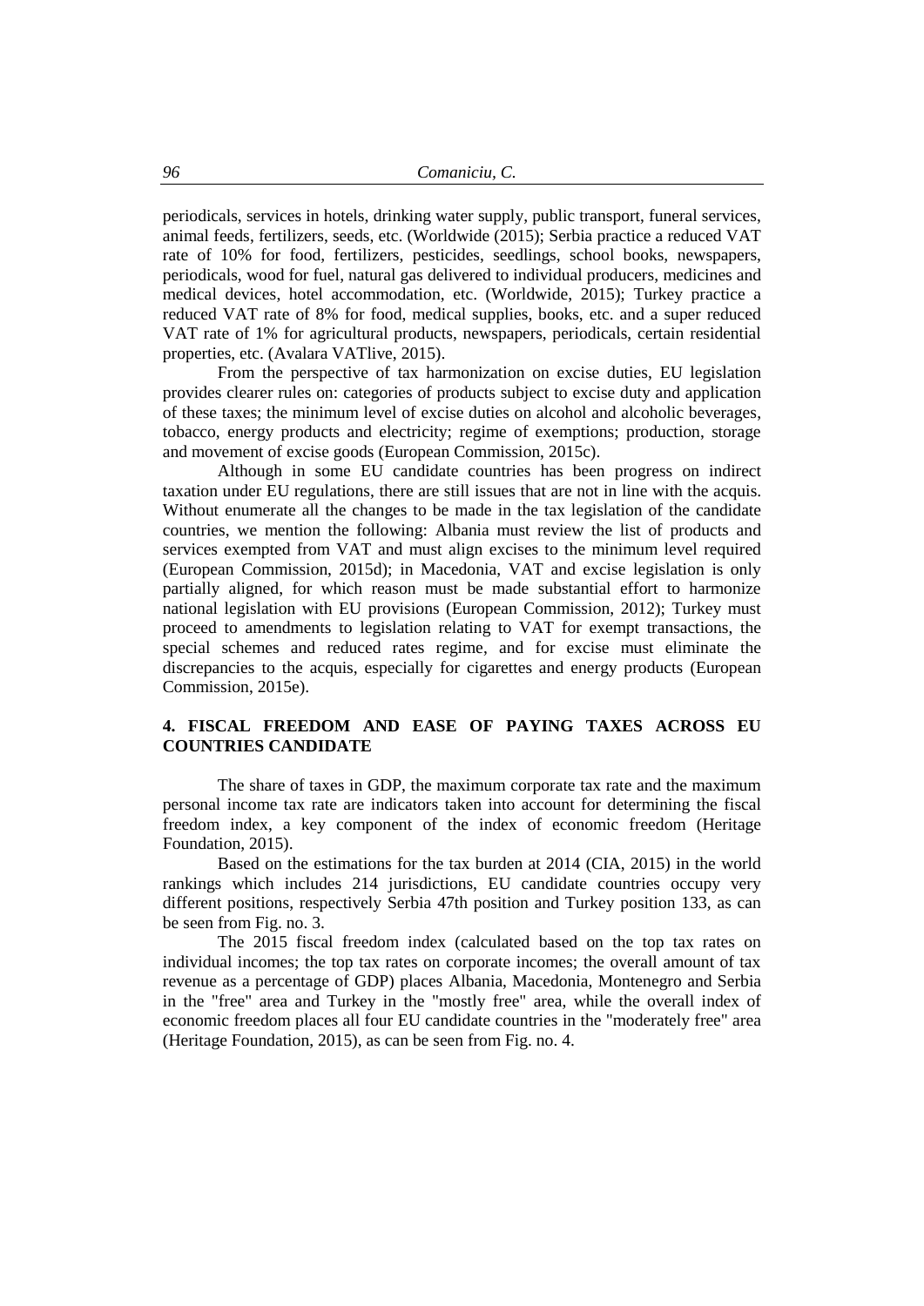periodicals, services in hotels, drinking water supply, public transport, funeral services, animal feeds, fertilizers, seeds, etc. (Worldwide (2015); Serbia practice a reduced VAT rate of 10% for food, fertilizers, pesticides, seedlings, school books, newspapers, periodicals, wood for fuel, natural gas delivered to individual producers, medicines and medical devices, hotel accommodation, etc. (Worldwide, 2015); Turkey practice a reduced VAT rate of 8% for food, medical supplies, books, etc. and a super reduced VAT rate of 1% for agricultural products, newspapers, periodicals, certain residential properties, etc. (Avalara VATlive, 2015).

From the perspective of tax harmonization on excise duties, EU legislation provides clearer rules on: categories of products subject to excise duty and application of these taxes; the minimum level of excise duties on alcohol and alcoholic beverages, tobacco, energy products and electricity; regime of exemptions; production, storage and movement of excise goods (European Commission, 2015c).

Although in some EU candidate countries has been progress on indirect taxation under EU regulations, there are still issues that are not in line with the acquis. Without enumerate all the changes to be made in the tax legislation of the candidate countries, we mention the following: Albania must review the list of products and services exempted from VAT and must align excises to the minimum level required (European Commission, 2015d); in Macedonia, VAT and excise legislation is only partially aligned, for which reason must be made substantial effort to harmonize national legislation with EU provisions (European Commission, 2012); Turkey must proceed to amendments to legislation relating to VAT for exempt transactions, the special schemes and reduced rates regime, and for excise must eliminate the discrepancies to the acquis, especially for cigarettes and energy products (European Commission, 2015e).

## 4. FISCAL FREEDOM AND EASE OF PAYING TAXES ACROSS EU COUNTRIES CANDIDATE

The share of taxes in GDP, the maximum corporate tax rate and the maximum personal income tax rate are indicators taken into account for determining the fiscal freedom index, a key component of the index of economic freedom (Heritage Foundation, 2015).

Based on the estimations for the tax burden at 2014 (CIA, 2015) in the world rankings which includes 214 jurisdictions, EU candidate countries occupy very different positions, respectively Serbia 47th position and Turkey position 133, as can be seen from Fig. no. 3.

The 2015 fiscal freedom index (calculated based on the top tax rates on individual incomes; the top tax rates on corporate incomes; the overall amount of tax revenue as a percentage of GDP) places Albania, Macedonia, Montenegro and Serbia in the "free" area and Turkey in the "mostly free" area, while the overall index of economic freedom places all four EU candidate countries in the "moderately free" area (Heritage Foundation, 2015), as can be seen from Fig. no. 4.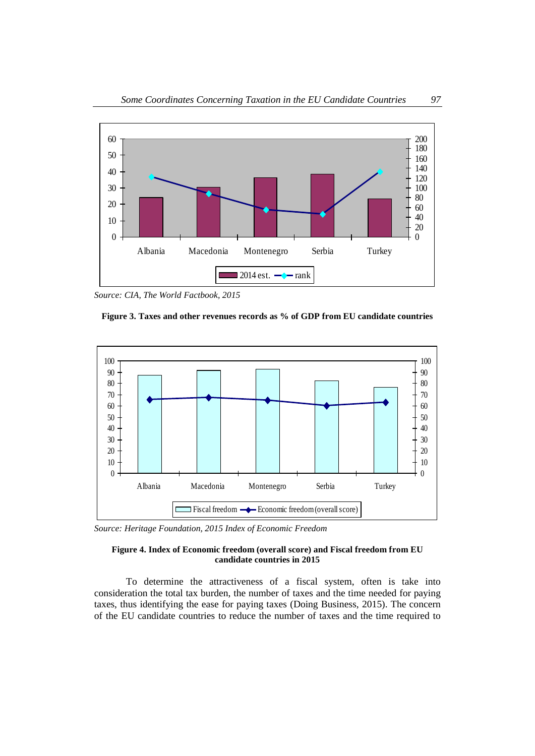Source: CIA, The World Factbook, 2015

**Figure 3. Taxes and other revenues records as % of GDP from EU candidate countries**

Source: Heritage Foundation, 2015 Index of Economic Freedom

**Figure 4. Index of Economic freedom (overall score) and Fiscal freedom from EU candidate countries in 2015**

To determine the attractiveness of a fiscal system, often is take into consideration the total tax burden, the number of taxes and the time needed for paying taxes, thus identifying the ease for paying taxes (Doing Business, 2015). The concern of the EU candidate countries to reduce the number of taxes and the time required to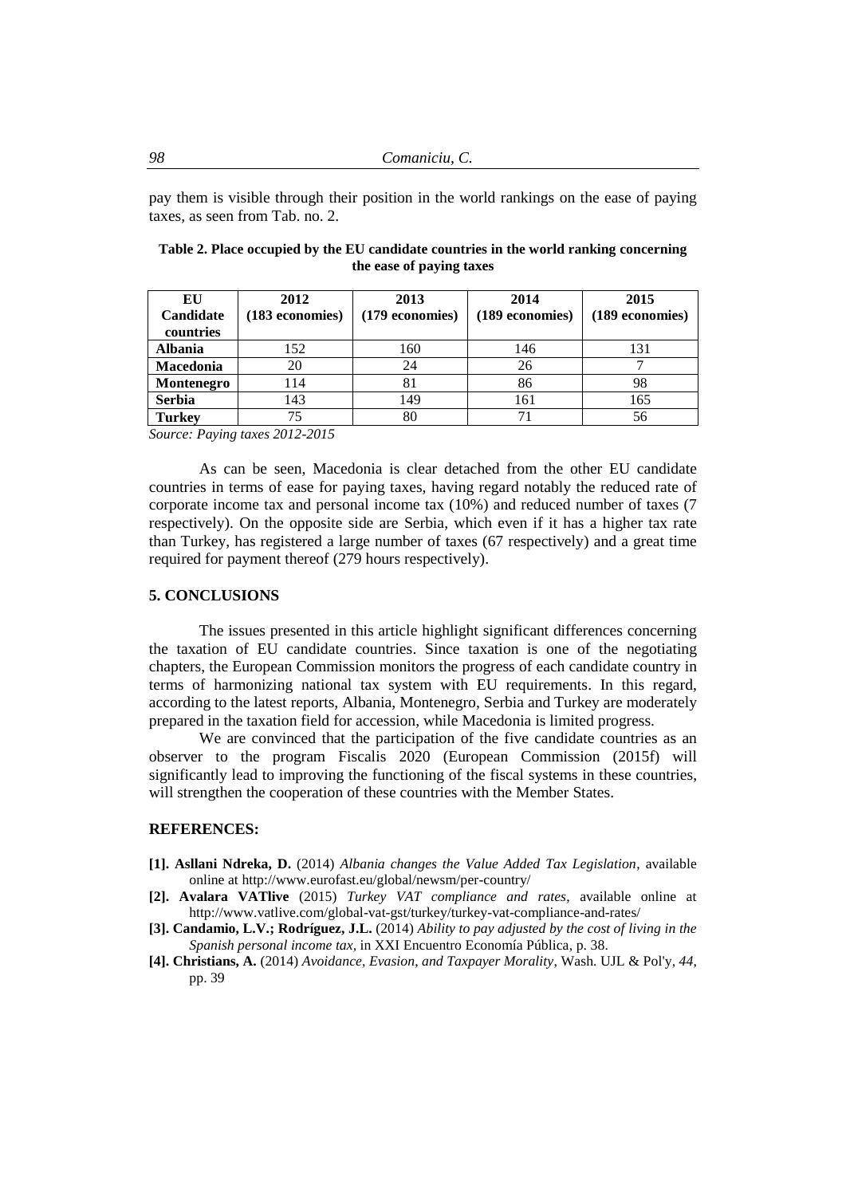pay them is visible through their position in the world rankings on the ease of paying taxes, as seen from Tab. no. 2.

**Table 2. Place occupied by the EU candidate countries in the world ranking concerning the ease of paying taxes**

| EU Candidate countries | 2012 (183 economies) | 2013 (179 economies) | 2014 (189 economies) | 2015 (189 economies) |
|---|---|---|---|---|
| **Albania** | 152 | 160 | 146 | 131 |
| **Macedonia** | 20 | 24 | 26 | 7 |
| **Montenegro** | 114 | 81 | 86 | 98 |
| **Serbia** | 143 | 149 | 161 | 165 |
| **Turkey** | 75 | 80 | 71 | 56 |

*Source: Paying taxes 2012-2015*

As can be seen, Macedonia is clear detached from the other EU candidate countries in terms of ease for paying taxes, having regard notably the reduced rate of corporate income tax and personal income tax (10%) and reduced number of taxes (7 respectively). On the opposite side are Serbia, which even if it has a higher tax rate than Turkey, has registered a large number of taxes (67 respectively) and a great time required for payment thereof (279 hours respectively).

## 5. CONCLUSIONS

The issues presented in this article highlight significant differences concerning the taxation of EU candidate countries. Since taxation is one of the negotiating chapters, the European Commission monitors the progress of each candidate country in terms of harmonizing national tax system with EU requirements. In this regard, according to the latest reports, Albania, Montenegro, Serbia and Turkey are moderately prepared in the taxation field for accession, while Macedonia is limited progress.

We are convinced that the participation of the five candidate countries as an observer to the program Fiscalis 2020 (European Commission (2015f) will significantly lead to improving the functioning of the fiscal systems in these countries, will strengthen the cooperation of these countries with the Member States.

## REFERENCES:

**[1]. Asllani Ndreka, D.** (2014) *Albania changes the Value Added Tax Legislation*, available online at http://www.eurofast.eu/global/newsm/per-country/

**[2]. Avalara VATlive** (2015) *Turkey VAT compliance and rates*, available online at http://www.vatlive.com/global-vat-gst/turkey/turkey-vat-compliance-and-rates/

**[3]. Candamio, L.V.; Rodríguez, J.L.** (2014) *Ability to pay adjusted by the cost of living in the Spanish personal income tax*, in XXI Encuentro Economía Pública, p. 38.

**[4]. Christians, A.** (2014) *Avoidance, Evasion, and Taxpayer Morality*, Wash. UJL & Pol'y, *44*, pp. 39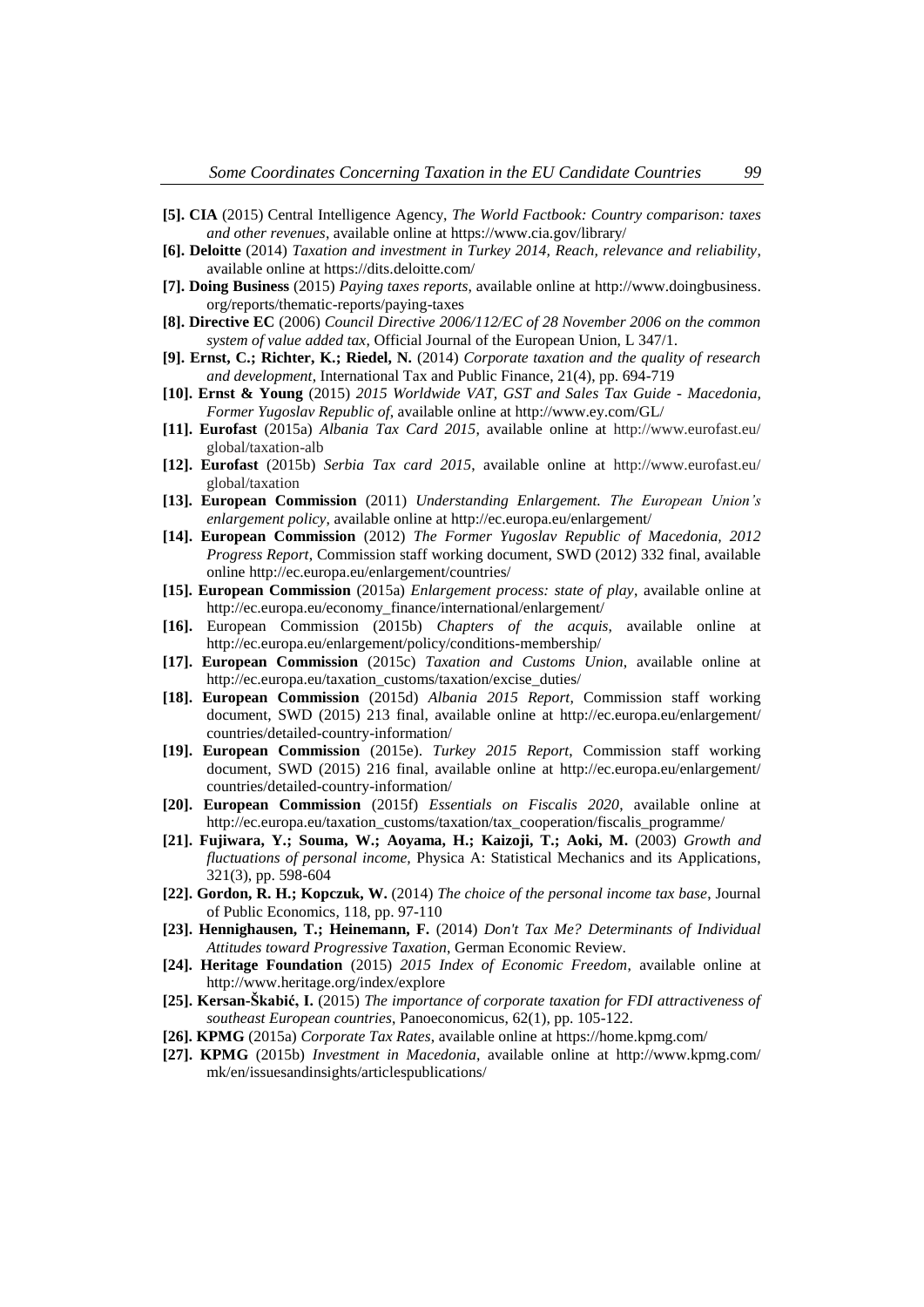**[5]. CIA** (2015) Central Intelligence Agency, *The World Factbook: Country comparison: taxes and other revenues*, available online at https://www.cia.gov/library/

**[6]. Deloitte** (2014) *Taxation and investment in Turkey 2014, Reach, relevance and reliability*, available online at https://dits.deloitte.com/

**[7]. Doing Business** (2015) *Paying taxes reports*, available online at http://www.doingbusiness.org/reports/thematic-reports/paying-taxes

**[8]. Directive EC** (2006) *Council Directive 2006/112/EC of 28 November 2006 on the common system of value added tax*, Official Journal of the European Union, L 347/1.

**[9]. Ernst, C.; Richter, K.; Riedel, N.** (2014) *Corporate taxation and the quality of research and development*, International Tax and Public Finance, 21(4), pp. 694-719

**[10]. Ernst & Young** (2015) *2015 Worldwide VAT, GST and Sales Tax Guide - Macedonia, Former Yugoslav Republic of*, available online at http://www.ey.com/GL/

**[11]. Eurofast** (2015a) *Albania Tax Card 2015*, available online at http://www.eurofast.eu/global/taxation-alb

**[12]. Eurofast** (2015b) *Serbia Tax card 2015*, available online at http://www.eurofast.eu/global/taxation

**[13]. European Commission** (2011) *Understanding Enlargement. The European Union's enlargement policy*, available online at http://ec.europa.eu/enlargement/

**[14]. European Commission** (2012) *The Former Yugoslav Republic of Macedonia, 2012 Progress Report*, Commission staff working document, SWD (2012) 332 final, available online http://ec.europa.eu/enlargement/countries/

**[15]. European Commission** (2015a) *Enlargement process: state of play*, available online at http://ec.europa.eu/economy_finance/international/enlargement/

**[16].** European Commission (2015b) *Chapters of the acquis*, available online at http://ec.europa.eu/enlargement/policy/conditions-membership/

**[17]. European Commission** (2015c) *Taxation and Customs Union*, available online at http://ec.europa.eu/taxation_customs/taxation/excise_duties/

**[18]. European Commission** (2015d) *Albania 2015 Report*, Commission staff working document, SWD (2015) 213 final, available online at http://ec.europa.eu/enlargement/countries/detailed-country-information/

**[19]. European Commission** (2015e). *Turkey 2015 Report*, Commission staff working document, SWD (2015) 216 final, available online at http://ec.europa.eu/enlargement/countries/detailed-country-information/

**[20]. European Commission** (2015f) *Essentials on Fiscalis 2020*, available online at http://ec.europa.eu/taxation_customs/taxation/tax_cooperation/fiscalis_programme/

**[21]. Fujiwara, Y.; Souma, W.; Aoyama, H.; Kaizoji, T.; Aoki, M.** (2003) *Growth and fluctuations of personal income*, Physica A: Statistical Mechanics and its Applications, 321(3), pp. 598-604

**[22]. Gordon, R. H.; Kopczuk, W.** (2014) *The choice of the personal income tax base*, Journal of Public Economics, 118, pp. 97-110

**[23]. Hennighausen, T.; Heinemann, F.** (2014) *Don't Tax Me? Determinants of Individual Attitudes toward Progressive Taxation*, German Economic Review.

**[24]. Heritage Foundation** (2015) *2015 Index of Economic Freedom*, available online at http://www.heritage.org/index/explore

**[25]. Kersan-Škabić, I.** (2015) *The importance of corporate taxation for FDI attractiveness of southeast European countries*, Panoeconomicus, 62(1), pp. 105-122.

**[26]. KPMG** (2015a) *Corporate Tax Rates*, available online at https://home.kpmg.com/

**[27]. KPMG** (2015b) *Investment in Macedonia*, available online at http://www.kpmg.com/mk/en/issuesandinsights/articlespublications/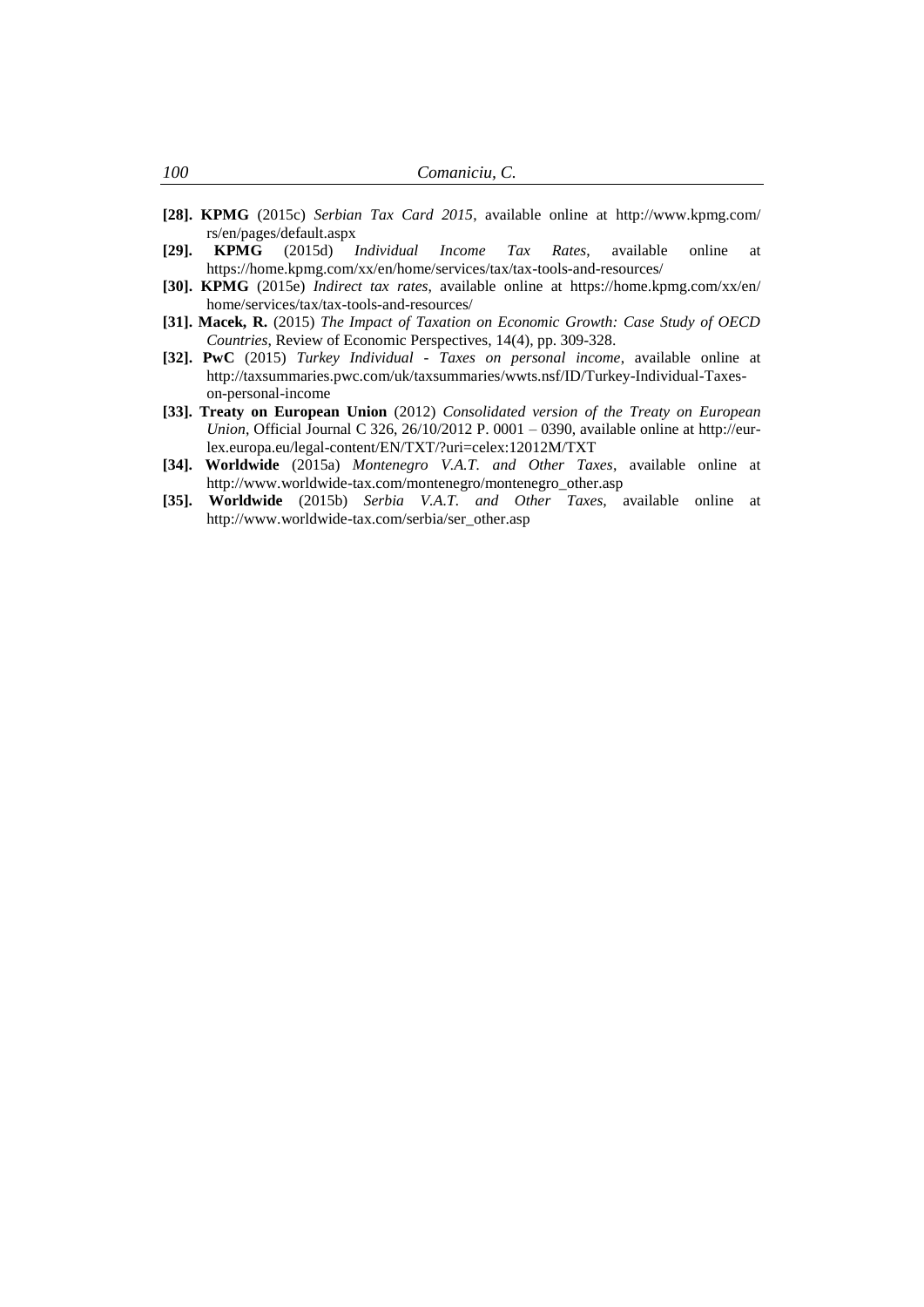**[28]. KPMG** (2015c) *Serbian Tax Card 2015*, available online at http://www.kpmg.com/rs/en/pages/default.aspx

**[29]. KPMG** (2015d) *Individual Income Tax Rates*, available online at https://home.kpmg.com/xx/en/home/services/tax/tax-tools-and-resources/

**[30]. KPMG** (2015e) *Indirect tax rates*, available online at https://home.kpmg.com/xx/en/home/services/tax/tax-tools-and-resources/

**[31]. Macek, R.** (2015) *The Impact of Taxation on Economic Growth: Case Study of OECD Countries*, Review of Economic Perspectives, 14(4), pp. 309-328.

**[32]. PwC** (2015) *Turkey Individual - Taxes on personal income*, available online at http://taxsummaries.pwc.com/uk/taxsummaries/wwts.nsf/ID/Turkey-Individual-Taxes-on-personal-income

**[33]. Treaty on European Union** (2012) *Consolidated version of the Treaty on European Union*, Official Journal C 326, 26/10/2012 P. 0001 – 0390, available online at http://eur-lex.europa.eu/legal-content/EN/TXT/?uri=celex:12012M/TXT

**[34]. Worldwide** (2015a) *Montenegro V.A.T. and Other Taxes*, available online at http://www.worldwide-tax.com/montenegro/montenegro_other.asp

**[35]. Worldwide** (2015b) *Serbia V.A.T. and Other Taxes*, available online at http://www.worldwide-tax.com/serbia/ser_other.asp